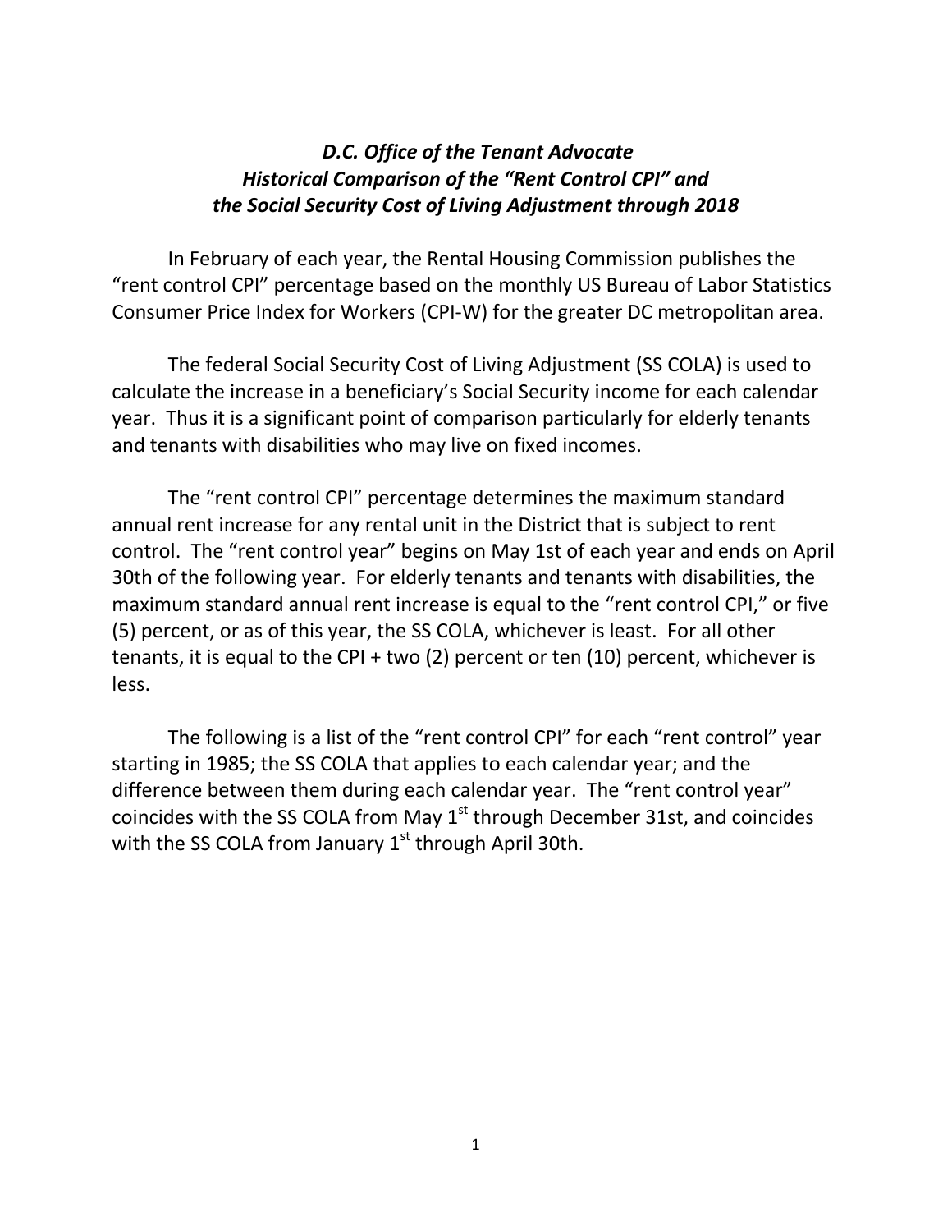***D.C. Office of the Tenant Advocate***
***Historical Comparison of the "Rent Control CPI" and***
***the Social Security Cost of Living Adjustment through 2018***

In February of each year, the Rental Housing Commission publishes the "rent control CPI" percentage based on the monthly US Bureau of Labor Statistics Consumer Price Index for Workers (CPI-W) for the greater DC metropolitan area.

The federal Social Security Cost of Living Adjustment (SS COLA) is used to calculate the increase in a beneficiary's Social Security income for each calendar year. Thus it is a significant point of comparison particularly for elderly tenants and tenants with disabilities who may live on fixed incomes.

The "rent control CPI" percentage determines the maximum standard annual rent increase for any rental unit in the District that is subject to rent control. The "rent control year" begins on May 1st of each year and ends on April 30th of the following year. For elderly tenants and tenants with disabilities, the maximum standard annual rent increase is equal to the "rent control CPI," or five (5) percent, or as of this year, the SS COLA, whichever is least. For all other tenants, it is equal to the CPI + two (2) percent or ten (10) percent, whichever is less.

The following is a list of the "rent control CPI" for each "rent control" year starting in 1985; the SS COLA that applies to each calendar year; and the difference between them during each calendar year. The "rent control year" coincides with the SS COLA from May 1st through December 31st, and coincides with the SS COLA from January 1st through April 30th.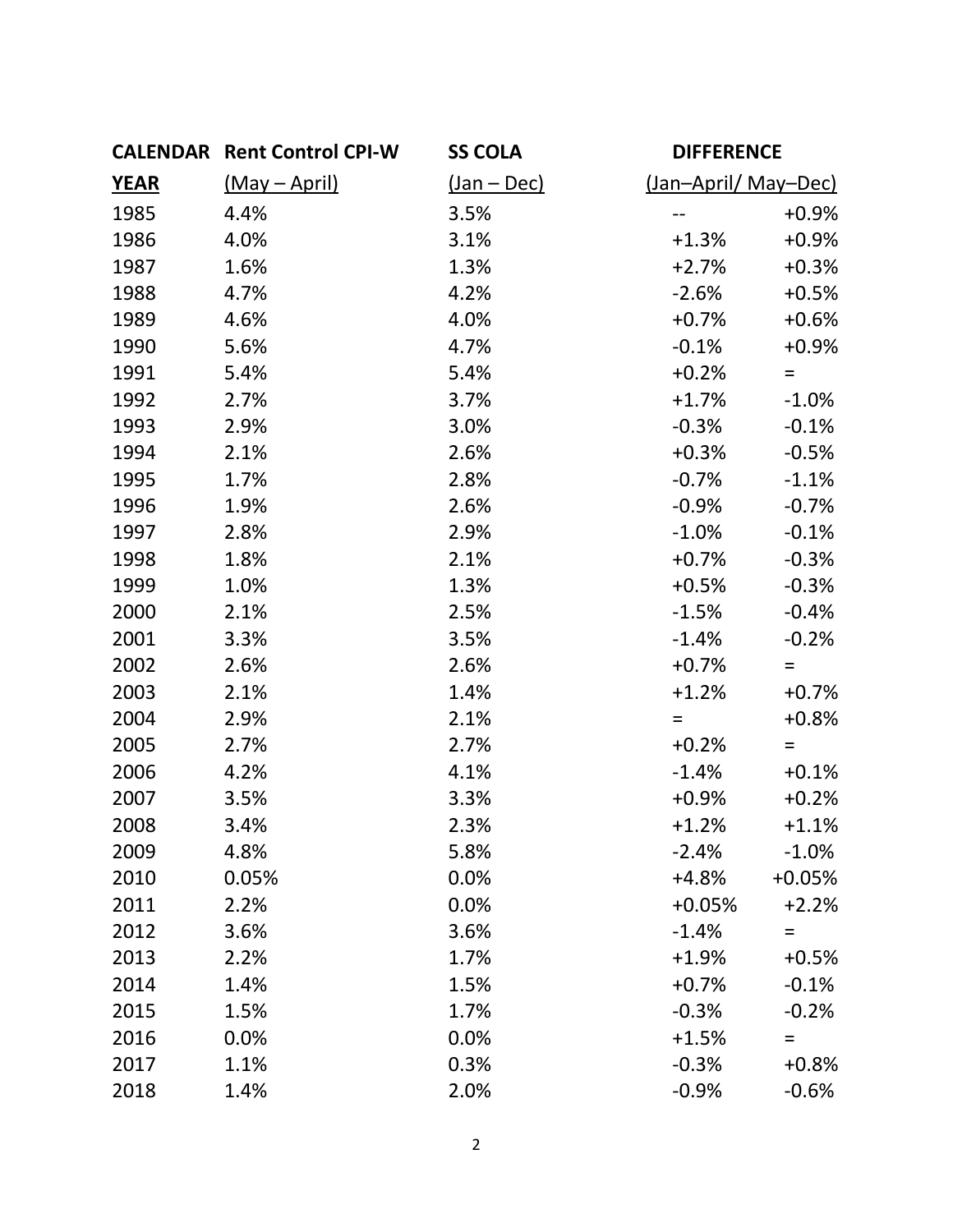| CALENDAR YEAR | Rent Control CPI-W (May – April) | SS COLA (Jan – Dec) | DIFFERENCE (Jan–April/ May–Dec) | |
|---|---|---|---|---|
| 1985 | 4.4% | 3.5% | -- | +0.9% |
| 1986 | 4.0% | 3.1% | +1.3% | +0.9% |
| 1987 | 1.6% | 1.3% | +2.7% | +0.3% |
| 1988 | 4.7% | 4.2% | -2.6% | +0.5% |
| 1989 | 4.6% | 4.0% | +0.7% | +0.6% |
| 1990 | 5.6% | 4.7% | -0.1% | +0.9% |
| 1991 | 5.4% | 5.4% | +0.2% | = |
| 1992 | 2.7% | 3.7% | +1.7% | -1.0% |
| 1993 | 2.9% | 3.0% | -0.3% | -0.1% |
| 1994 | 2.1% | 2.6% | +0.3% | -0.5% |
| 1995 | 1.7% | 2.8% | -0.7% | -1.1% |
| 1996 | 1.9% | 2.6% | -0.9% | -0.7% |
| 1997 | 2.8% | 2.9% | -1.0% | -0.1% |
| 1998 | 1.8% | 2.1% | +0.7% | -0.3% |
| 1999 | 1.0% | 1.3% | +0.5% | -0.3% |
| 2000 | 2.1% | 2.5% | -1.5% | -0.4% |
| 2001 | 3.3% | 3.5% | -1.4% | -0.2% |
| 2002 | 2.6% | 2.6% | +0.7% | = |
| 2003 | 2.1% | 1.4% | +1.2% | +0.7% |
| 2004 | 2.9% | 2.1% | = | +0.8% |
| 2005 | 2.7% | 2.7% | +0.2% | = |
| 2006 | 4.2% | 4.1% | -1.4% | +0.1% |
| 2007 | 3.5% | 3.3% | +0.9% | +0.2% |
| 2008 | 3.4% | 2.3% | +1.2% | +1.1% |
| 2009 | 4.8% | 5.8% | -2.4% | -1.0% |
| 2010 | 0.05% | 0.0% | +4.8% | +0.05% |
| 2011 | 2.2% | 0.0% | +0.05% | +2.2% |
| 2012 | 3.6% | 3.6% | -1.4% | = |
| 2013 | 2.2% | 1.7% | +1.9% | +0.5% |
| 2014 | 1.4% | 1.5% | +0.7% | -0.1% |
| 2015 | 1.5% | 1.7% | -0.3% | -0.2% |
| 2016 | 0.0% | 0.0% | +1.5% | = |
| 2017 | 1.1% | 0.3% | -0.3% | +0.8% |
| 2018 | 1.4% | 2.0% | -0.9% | -0.6% |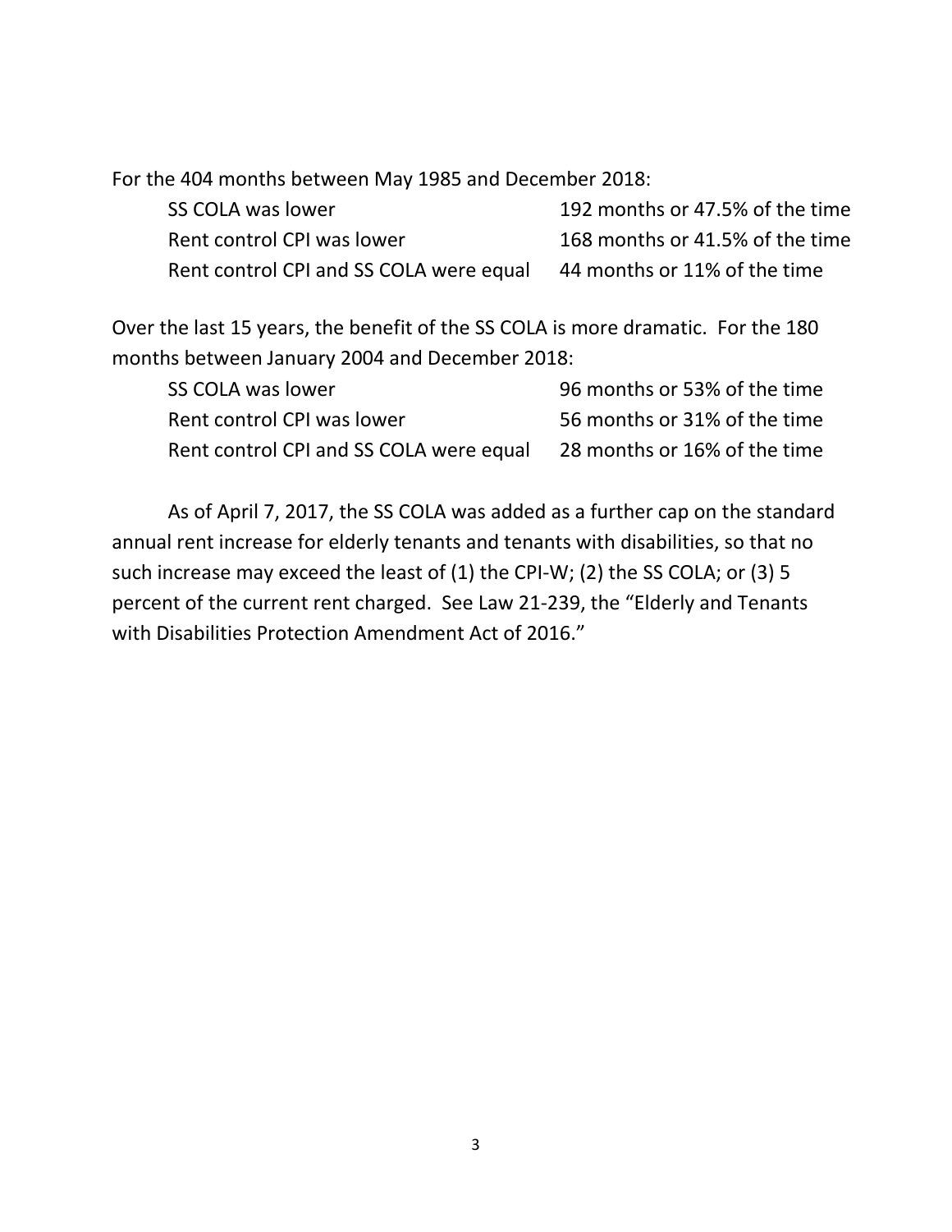For the 404 months between May 1985 and December 2018:

| | |
|---|---|
| SS COLA was lower | 192 months or 47.5% of the time |
| Rent control CPI was lower | 168 months or 41.5% of the time |
| Rent control CPI and SS COLA were equal | 44 months or 11% of the time |

Over the last 15 years, the benefit of the SS COLA is more dramatic. For the 180 months between January 2004 and December 2018:

| | |
|---|---|
| SS COLA was lower | 96 months or 53% of the time |
| Rent control CPI was lower | 56 months or 31% of the time |
| Rent control CPI and SS COLA were equal | 28 months or 16% of the time |

As of April 7, 2017, the SS COLA was added as a further cap on the standard annual rent increase for elderly tenants and tenants with disabilities, so that no such increase may exceed the least of (1) the CPI-W; (2) the SS COLA; or (3) 5 percent of the current rent charged. See Law 21-239, the "Elderly and Tenants with Disabilities Protection Amendment Act of 2016."